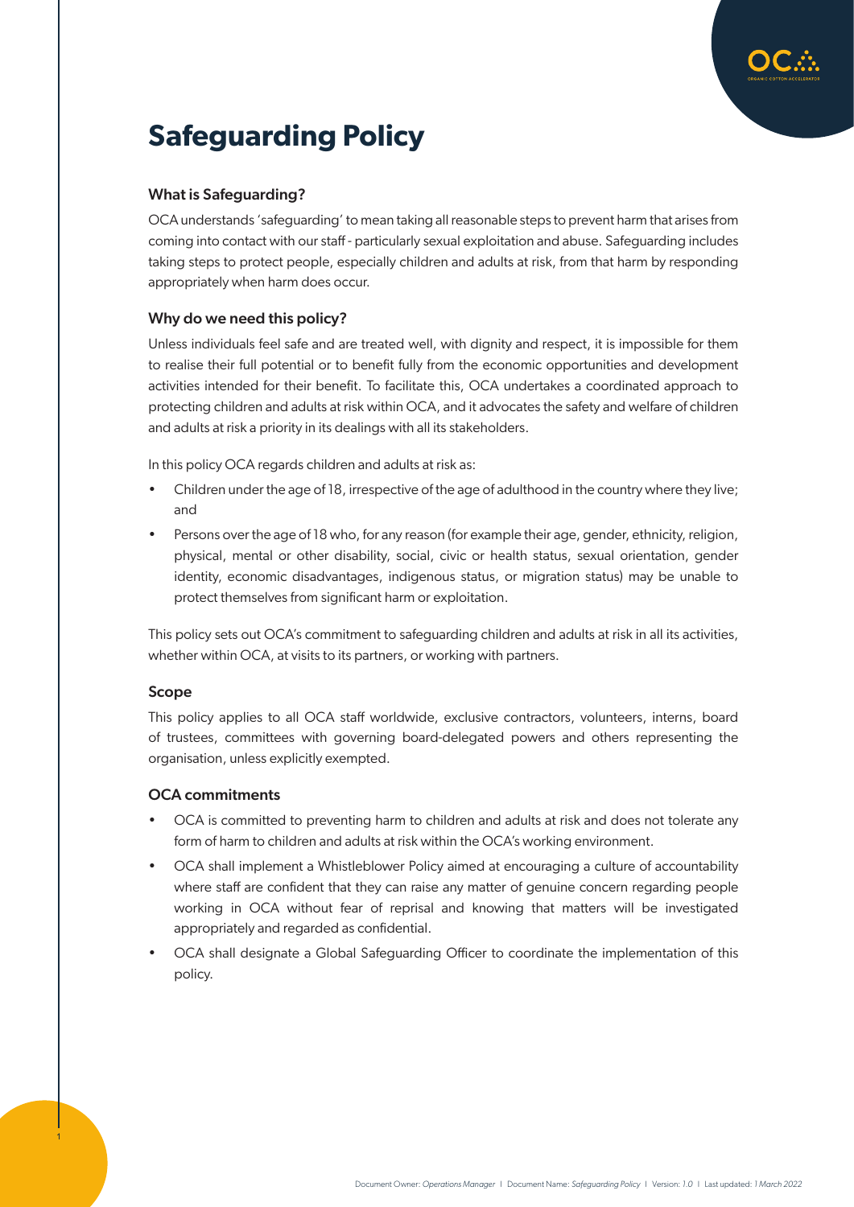# Safeguarding Policy

### What is Safeguarding?

OCA understands 'safeguarding' to mean taking all reasonable steps to prevent harm that arises from coming into contact with our staff - particularly sexual exploitation and abuse. Safeguarding includes taking steps to protect people, especially children and adults at risk, from that harm by responding appropriately when harm does occur.

### Why do we need this policy?

Unless individuals feel safe and are treated well, with dignity and respect, it is impossible for them to realise their full potential or to benefit fully from the economic opportunities and development activities intended for their benefit. To facilitate this, OCA undertakes a coordinated approach to protecting children and adults at risk within OCA, and it advocates the safety and welfare of children and adults at risk a priority in its dealings with all its stakeholders.

In this policy OCA regards children and adults at risk as:

- Children under the age of 18, irrespective of the age of adulthood in the country where they live; and
- Persons over the age of 18 who, for any reason (for example their age, gender, ethnicity, religion, physical, mental or other disability, social, civic or health status, sexual orientation, gender identity, economic disadvantages, indigenous status, or migration status) may be unable to protect themselves from significant harm or exploitation.

This policy sets out OCA's commitment to safeguarding children and adults at risk in all its activities, whether within OCA, at visits to its partners, or working with partners.

### Scope

This policy applies to all OCA staff worldwide, exclusive contractors, volunteers, interns, board of trustees, committees with governing board-delegated powers and others representing the organisation, unless explicitly exempted.

### OCA commitments

- OCA is committed to preventing harm to children and adults at risk and does not tolerate any form of harm to children and adults at risk within the OCA's working environment.
- OCA shall implement a Whistleblower Policy aimed at encouraging a culture of accountability where staff are confident that they can raise any matter of genuine concern regarding people working in OCA without fear of reprisal and knowing that matters will be investigated appropriately and regarded as confidential.
- OCA shall designate a Global Safeguarding Officer to coordinate the implementation of this policy.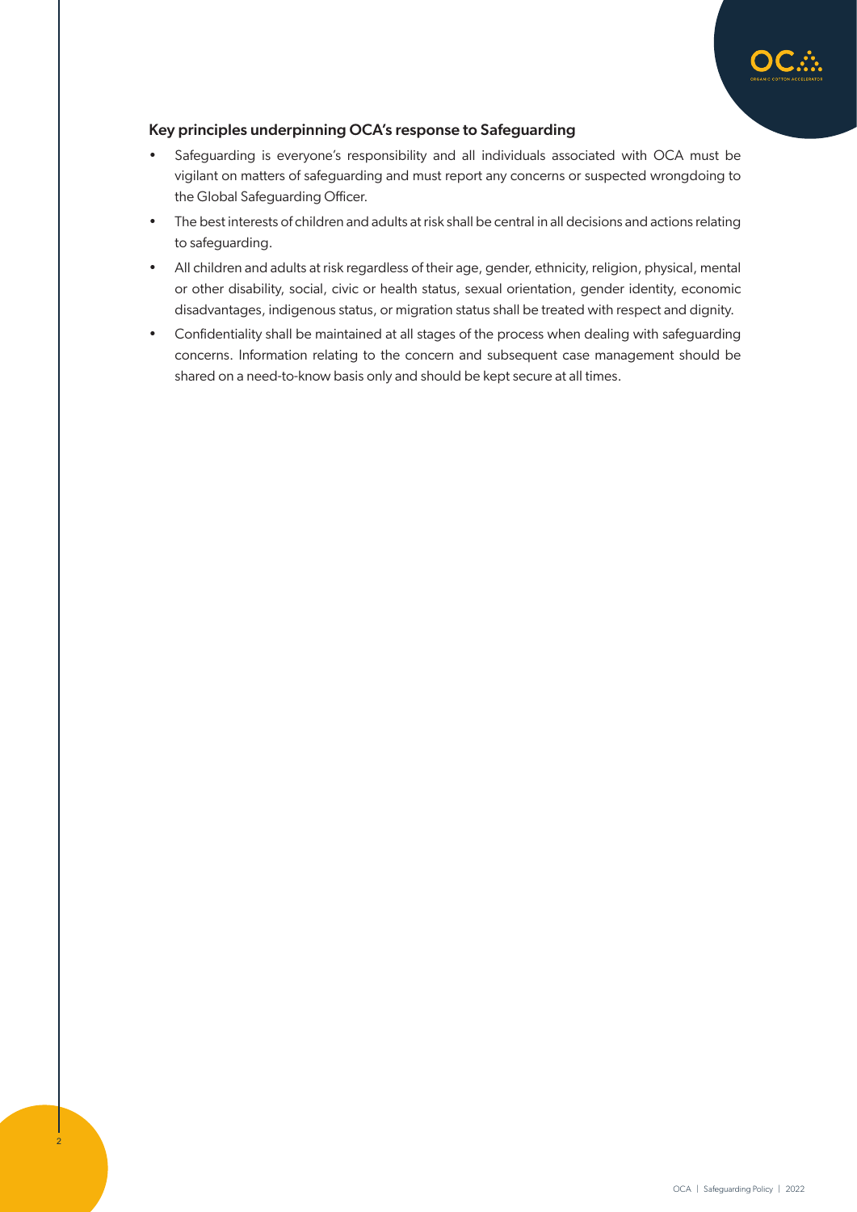### Key principles underpinning OCA's response to Safeguarding

- Safeguarding is everyone's responsibility and all individuals associated with OCA must be vigilant on matters of safeguarding and must report any concerns or suspected wrongdoing to the Global Safeguarding Officer.
- The best interests of children and adults at risk shall be central in all decisions and actions relating to safeguarding.
- All children and adults at risk regardless of their age, gender, ethnicity, religion, physical, mental or other disability, social, civic or health status, sexual orientation, gender identity, economic disadvantages, indigenous status, or migration status shall be treated with respect and dignity.
- Confidentiality shall be maintained at all stages of the process when dealing with safeguarding concerns. Information relating to the concern and subsequent case management should be shared on a need-to-know basis only and should be kept secure at all times.